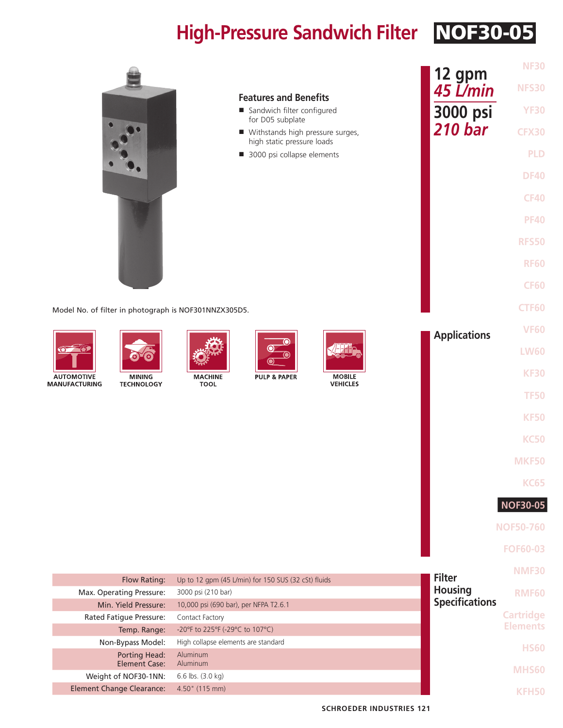# High-Pressure Sandwich Filter NOF30-05

**12 gpm**
***45 L/min***
**3000 psi**
***210 bar***

### Features and Benefits

- Sandwich filter configured for D05 subplate
- Withstands high pressure surges, high static pressure loads
- 3000 psi collapse elements

Model No. of filter in photograph is NOF301NNZX305D5.

### Applications

AUTOMOTIVE MANUFACTURING
MINING TECHNOLOGY
MACHINE TOOL
PULP & PAPER
MOBILE VEHICLES

### Filter Housing Specifications

| | |
|---|---|
| Flow Rating: | Up to 12 gpm (45 L/min) for 150 SUS (32 cSt) fluids |
| Max. Operating Pressure: | 3000 psi (210 bar) |
| Min. Yield Pressure: | 10,000 psi (690 bar), per NFPA T2.6.1 |
| Rated Fatigue Pressure: | Contact Factory |
| Temp. Range: | -20°F to 225°F (-29°C to 107°C) |
| Non-Bypass Model: | High collapse elements are standard |
| Porting Head: Element Case: | Aluminum Aluminum |
| Weight of NOF30-1NN: | 6.6 lbs. (3.0 kg) |
| Element Change Clearance: | 4.50" (115 mm) |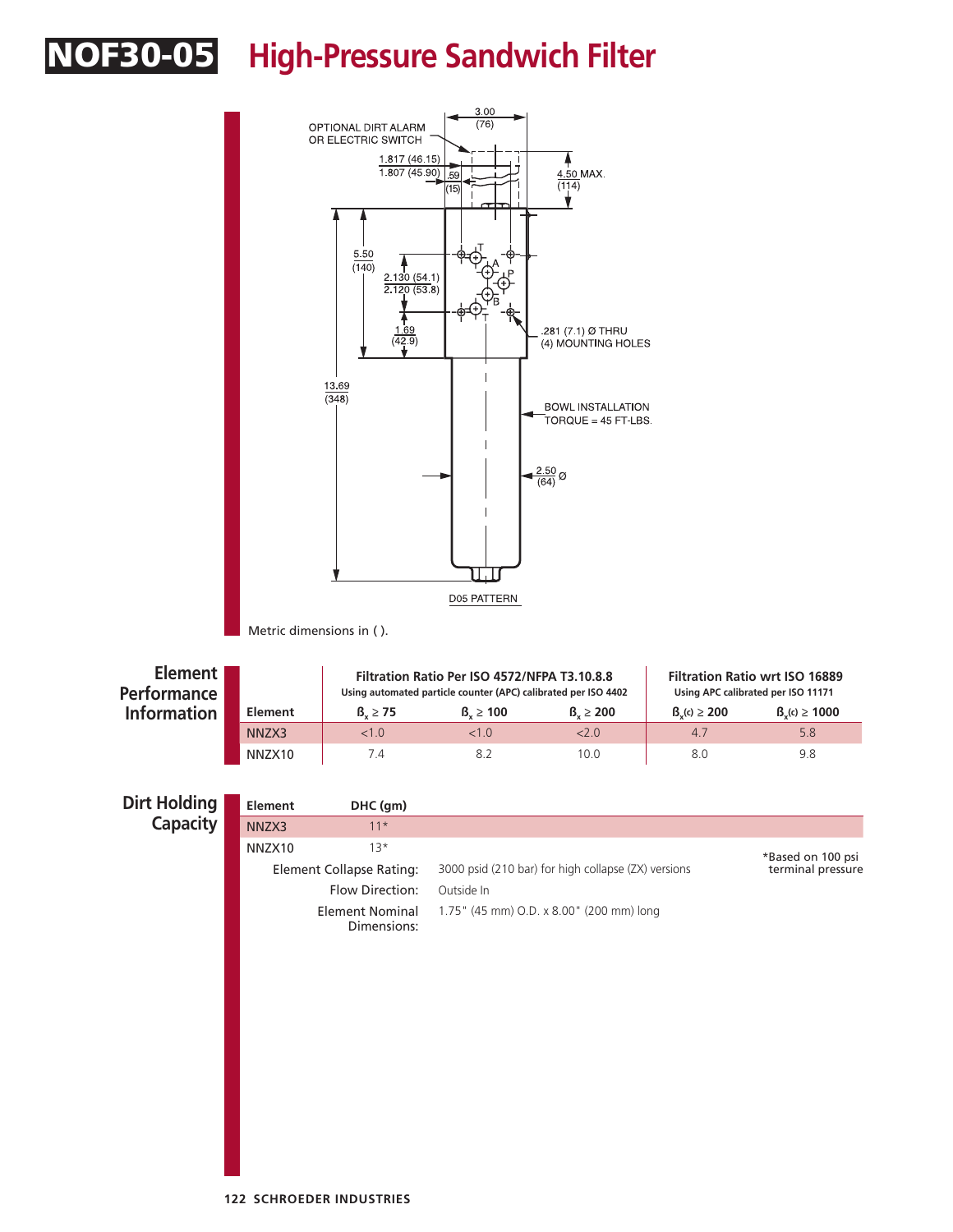# NOF30-05 High-Pressure Sandwich Filter

OPTIONAL DIRT ALARM OR ELECTRIC SWITCH

3.00 (76)

1.817 (46.15)
1.807 (45.90)

.59 (15)

4.50 MAX. (114)

5.50 (140)

2.130 (54.1)
2.120 (53.8)

1.69 (42.9)

13.69 (348)

.281 (7.1) Ø THRU (4) MOUNTING HOLES

BOWL INSTALLATION TORQUE = 45 FT-LBS.

2.50 (64) Ø

D05 PATTERN

Metric dimensions in ( ).

## Element Performance Information

| Element | Filtration Ratio Per ISO 4572/NFPA T3.10.8.8 Using automated particle counter (APC) calibrated per ISO 4402 | | | Filtration Ratio wrt ISO 16889 Using APC calibrated per ISO 11171 | |
|---|---|---|---|---|---|
| | $\beta_x \geq 75$ | $\beta_x \geq 100$ | $\beta_x \geq 200$ | $\beta_x(c) \geq 200$ | $\beta_x(c) \geq 1000$ |
| NNZX3 | <1.0 | <1.0 | <2.0 | 4.7 | 5.8 |
| NNZX10 | 7.4 | 8.2 | 10.0 | 8.0 | 9.8 |

## Dirt Holding Capacity

| Element | DHC (gm) |
|---|---|
| NNZX3 | 11* |
| NNZX10 | 13* |

*Based on 100 psi terminal pressure

**Element Collapse Rating:** 3000 psid (210 bar) for high collapse (ZX) versions

**Flow Direction:** Outside In

**Element Nominal Dimensions:** 1.75" (45 mm) O.D. x 8.00" (200 mm) long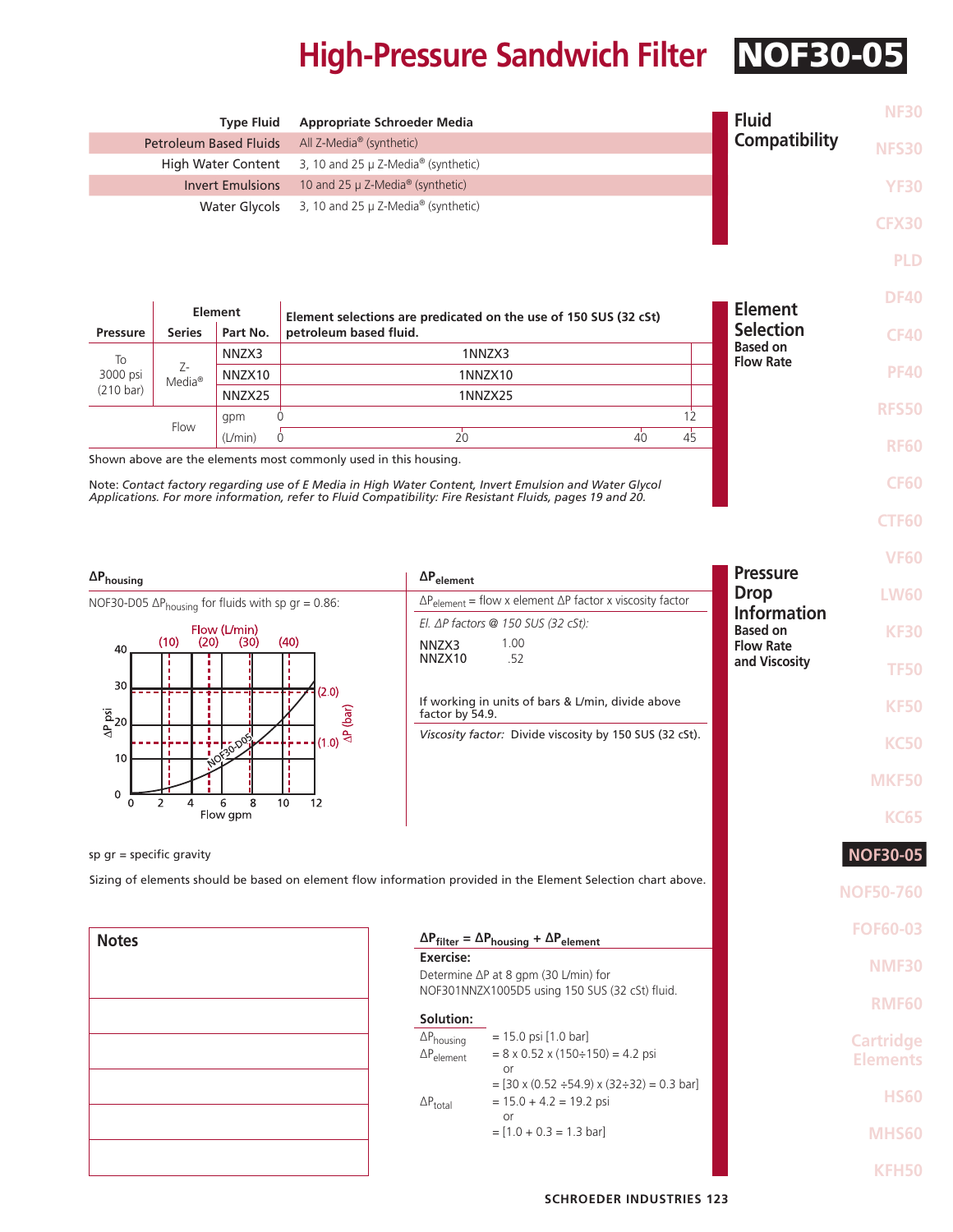# High-Pressure Sandwich Filter NOF30-05

## Fluid Compatibility

| Type Fluid | Appropriate Schroeder Media |
|---|---|
| Petroleum Based Fluids | All Z-Media® (synthetic) |
| High Water Content | 3, 10 and 25 μ Z-Media® (synthetic) |
| Invert Emulsions | 10 and 25 μ Z-Media® (synthetic) |
| Water Glycols | 3, 10 and 25 μ Z-Media® (synthetic) |

## Element Selection Based on Flow Rate

| Pressure | Element Series | Element Part No. | Element selections are predicated on the use of 150 SUS (32 cSt) petroleum based fluid. |
|---|---|---|---|
| To 3000 psi (210 bar) | Z-Media® | NNZX3 | 1NNZX3 |
| | | NNZX10 | 1NNZX10 |
| | | NNZX25 | 1NNZX25 |
| Flow | | gpm | 0 … 12 |
| | | (L/min) | 0 … 20 … 40 … 45 |

Shown above are the elements most commonly used in this housing.

Note: *Contact factory regarding use of E Media in High Water Content, Invert Emulsion and Water Glycol Applications. For more information, refer to Fluid Compatibility: Fire Resistant Fluids, pages 19 and 20.*

## Pressure Drop Information Based on Flow Rate and Viscosity

### $\Delta P_{housing}$

NOF30-D05 $\Delta P_{housing}$ for fluids with sp gr = 0.86:

(Graph: ΔP psi (0–40) / ΔP (bar) (1.0, 2.0) vs. Flow gpm (0–12) / Flow (L/min) (10, 20, 30, 40); curve: NOF30-D05)

### $\Delta P_{element}$

$\Delta P_{element}$ = flow x element ΔP factor x viscosity factor

*El. ΔP factors @ 150 SUS (32 cSt):*

| | |
|---|---|
| NNZX3 | 1.00 |
| NNZX10 | .52 |

If working in units of bars & L/min, divide above factor by 54.9.

*Viscosity factor:* Divide viscosity by 150 SUS (32 cSt).

sp gr = specific gravity

Sizing of elements should be based on element flow information provided in the Element Selection chart above.

### Notes

### $\Delta P_{filter} = \Delta P_{housing} + \Delta P_{element}$

**Exercise:**

Determine ΔP at 8 gpm (30 L/min) for NOF301NNZX1005D5 using 150 SUS (32 cSt) fluid.

**Solution:**

$\Delta P_{housing}$ = 15.0 psi [1.0 bar]

$\Delta P_{element}$ = 8 x 0.52 x (150÷150) = 4.2 psi
or
= [30 x (0.52 ÷54.9) x (32÷32) = 0.3 bar]

$\Delta P_{total}$ = 15.0 + 4.2 = 19.2 psi
or
= [1.0 + 0.3 = 1.3 bar]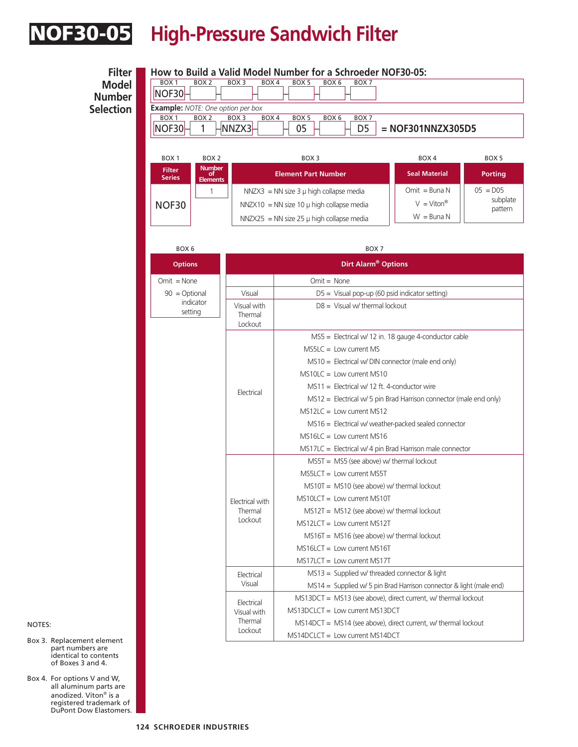# NOF30-05 High-Pressure Sandwich Filter

## Filter Model Number Selection

### How to Build a Valid Model Number for a Schroeder NOF30-05:

| BOX 1 | BOX 2 | BOX 3 | BOX 4 | BOX 5 | BOX 6 | BOX 7 |
|---|---|---|---|---|---|---|
| NOF30 | | | | | | |

**Example:** *NOTE: One option per box*

| BOX 1 | BOX 2 | BOX 3 | BOX 4 | BOX 5 | BOX 6 | BOX 7 | |
|---|---|---|---|---|---|---|---|
| NOF30 | 1 | NNZX3 | | 05 | | D5 | = NOF301NNZX305D5 |

| BOX 1 Filter Series | BOX 2 Number of Elements | BOX 3 Element Part Number | BOX 4 Seal Material | BOX 5 Porting |
|---|---|---|---|---|
| NOF30 | 1 | NNZX3 = NN size 3 μ high collapse media | Omit = Buna N | 05 = D05 subplate pattern |
| | | NNZX10 = NN size 10 μ high collapse media | V = Viton® | |
| | | NNZX25 = NN size 25 μ high collapse media | W = Buna N | |

| BOX 6 Options |
|---|
| Omit = None |
| 90 = Optional indicator setting |

| BOX 7 Dirt Alarm® Options | |
|---|---|
| | Omit = None |
| Visual | D5 = Visual pop-up (60 psid indicator setting) |
| Visual with Thermal Lockout | D8 = Visual w/ thermal lockout |
| Electrical | MS5 = Electrical w/ 12 in. 18 gauge 4-conductor cable |
| | MS5LC = Low current MS |
| | MS10 = Electrical w/ DIN connector (male end only) |
| | MS10LC = Low current MS10 |
| | MS11 = Electrical w/ 12 ft. 4-conductor wire |
| | MS12 = Electrical w/ 5 pin Brad Harrison connector (male end only) |
| | MS12LC = Low current MS12 |
| | MS16 = Electrical w/ weather-packed sealed connector |
| | MS16LC = Low current MS16 |
| | MS17LC = Electrical w/ 4 pin Brad Harrison male connector |
| Electrical with Thermal Lockout | MS5T = MS5 (see above) w/ thermal lockout |
| | MS5LCT = Low current MS5T |
| | MS10T = MS10 (see above) w/ thermal lockout |
| | MS10LCT = Low current MS10T |
| | MS12T = MS12 (see above) w/ thermal lockout |
| | MS12LCT = Low current MS12T |
| | MS16T = MS16 (see above) w/ thermal lockout |
| | MS16LCT = Low current MS16T |
| | MS17LCT = Low current MS17T |
| Electrical Visual | MS13 = Supplied w/ threaded connector & light |
| | MS14 = Supplied w/ 5 pin Brad Harrison connector & light (male end) |
| Electrical Visual with Thermal Lockout | MS13DCT = MS13 (see above), direct current, w/ thermal lockout |
| | MS13DCLCT = Low current MS13DCT |
| | MS14DCT = MS14 (see above), direct current, w/ thermal lockout |
| | MS14DCLCT = Low current MS14DCT |

NOTES:

Box 3. Replacement element part numbers are identical to contents of Boxes 3 and 4.

Box 4. For options V and W, all aluminum parts are anodized. Viton® is a registered trademark of DuPont Dow Elastomers.